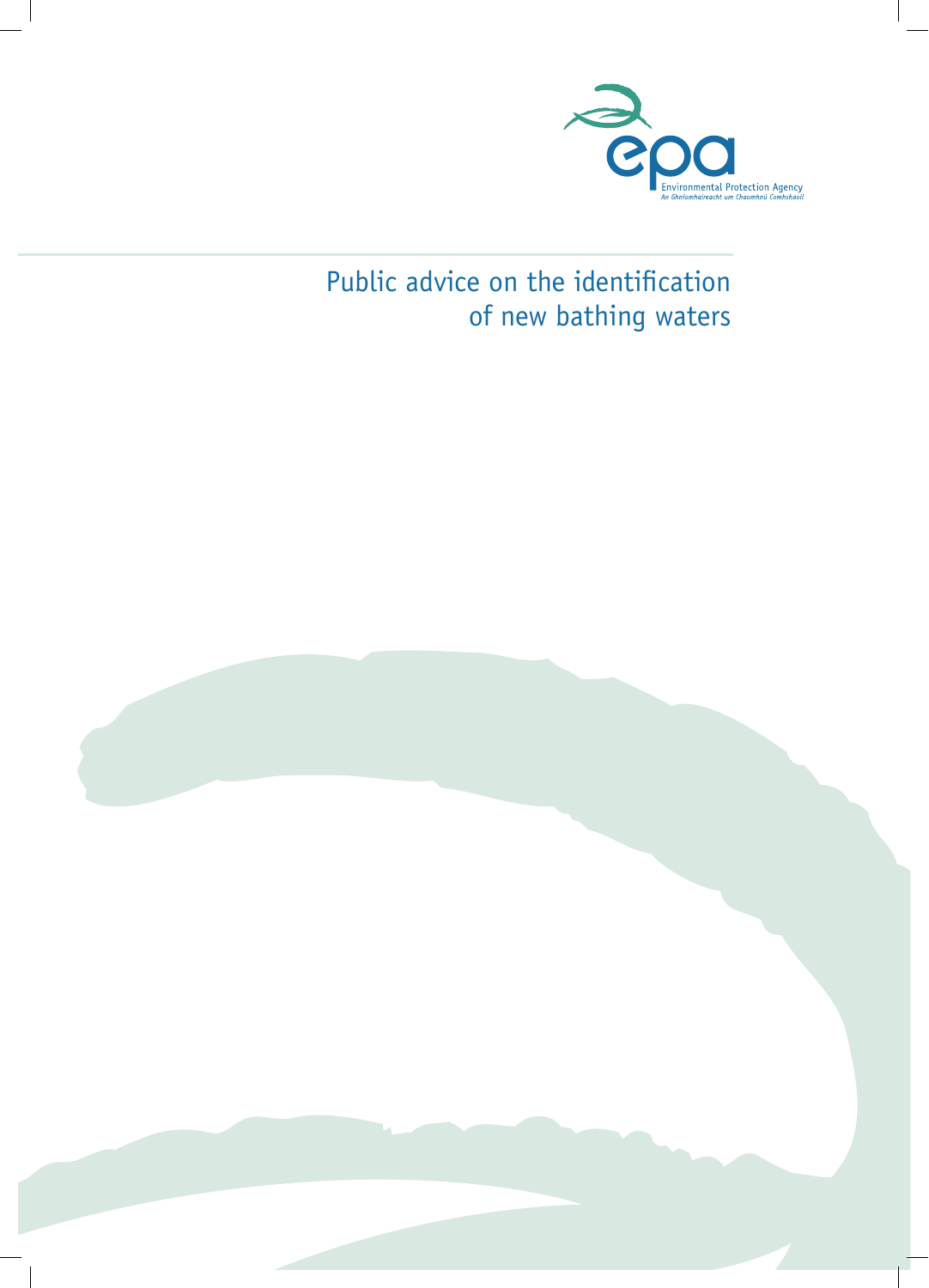Environmental Protection Agency
*An Ghníomhaireacht um Chaomhnú Comhshaoil*

# Public advice on the identification of new bathing waters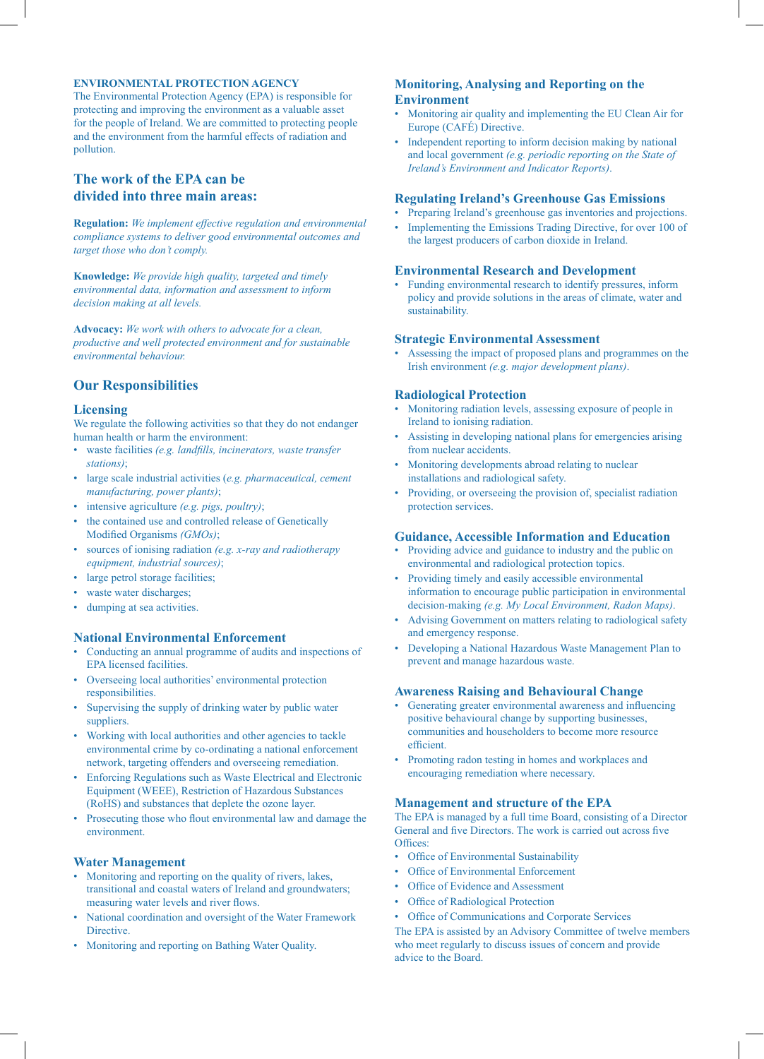**ENVIRONMENTAL PROTECTION AGENCY**

The Environmental Protection Agency (EPA) is responsible for protecting and improving the environment as a valuable asset for the people of Ireland. We are committed to protecting people and the environment from the harmful effects of radiation and pollution.

## The work of the EPA can be divided into three main areas:

**Regulation:** *We implement effective regulation and environmental compliance systems to deliver good environmental outcomes and target those who don't comply.*

**Knowledge:** *We provide high quality, targeted and timely environmental data, information and assessment to inform decision making at all levels.*

**Advocacy:** *We work with others to advocate for a clean, productive and well protected environment and for sustainable environmental behaviour.*

## Our Responsibilities

### Licensing

We regulate the following activities so that they do not endanger human health or harm the environment:

- waste facilities *(e.g. landfills, incinerators, waste transfer stations)*;
- large scale industrial activities (*e.g. pharmaceutical, cement manufacturing, power plants)*;
- intensive agriculture *(e.g. pigs, poultry)*;
- the contained use and controlled release of Genetically Modified Organisms *(GMOs)*;
- sources of ionising radiation *(e.g. x-ray and radiotherapy equipment, industrial sources)*;
- large petrol storage facilities;
- waste water discharges;
- dumping at sea activities.

### National Environmental Enforcement

- Conducting an annual programme of audits and inspections of EPA licensed facilities.
- Overseeing local authorities' environmental protection responsibilities.
- Supervising the supply of drinking water by public water suppliers.
- Working with local authorities and other agencies to tackle environmental crime by co-ordinating a national enforcement network, targeting offenders and overseeing remediation.
- Enforcing Regulations such as Waste Electrical and Electronic Equipment (WEEE), Restriction of Hazardous Substances (RoHS) and substances that deplete the ozone layer.
- Prosecuting those who flout environmental law and damage the environment.

### Water Management

- Monitoring and reporting on the quality of rivers, lakes, transitional and coastal waters of Ireland and groundwaters; measuring water levels and river flows.
- National coordination and oversight of the Water Framework Directive.
- Monitoring and reporting on Bathing Water Quality.

### Monitoring, Analysing and Reporting on the Environment

- Monitoring air quality and implementing the EU Clean Air for Europe (CAFÉ) Directive.
- Independent reporting to inform decision making by national and local government *(e.g. periodic reporting on the State of Ireland's Environment and Indicator Reports)*.

### Regulating Ireland's Greenhouse Gas Emissions

- Preparing Ireland's greenhouse gas inventories and projections.
- Implementing the Emissions Trading Directive, for over 100 of the largest producers of carbon dioxide in Ireland.

### Environmental Research and Development

- Funding environmental research to identify pressures, inform policy and provide solutions in the areas of climate, water and sustainability.

### Strategic Environmental Assessment

- Assessing the impact of proposed plans and programmes on the Irish environment *(e.g. major development plans)*.

### Radiological Protection

- Monitoring radiation levels, assessing exposure of people in Ireland to ionising radiation.
- Assisting in developing national plans for emergencies arising from nuclear accidents.
- Monitoring developments abroad relating to nuclear installations and radiological safety.
- Providing, or overseeing the provision of, specialist radiation protection services.

### Guidance, Accessible Information and Education

- Providing advice and guidance to industry and the public on environmental and radiological protection topics.
- Providing timely and easily accessible environmental information to encourage public participation in environmental decision-making *(e.g. My Local Environment, Radon Maps)*.
- Advising Government on matters relating to radiological safety and emergency response.
- Developing a National Hazardous Waste Management Plan to prevent and manage hazardous waste.

### Awareness Raising and Behavioural Change

- Generating greater environmental awareness and influencing positive behavioural change by supporting businesses, communities and householders to become more resource efficient.
- Promoting radon testing in homes and workplaces and encouraging remediation where necessary.

### Management and structure of the EPA

The EPA is managed by a full time Board, consisting of a Director General and five Directors. The work is carried out across five Offices:

- Office of Environmental Sustainability
- Office of Environmental Enforcement
- Office of Evidence and Assessment
- Office of Radiological Protection
- Office of Communications and Corporate Services

The EPA is assisted by an Advisory Committee of twelve members who meet regularly to discuss issues of concern and provide advice to the Board.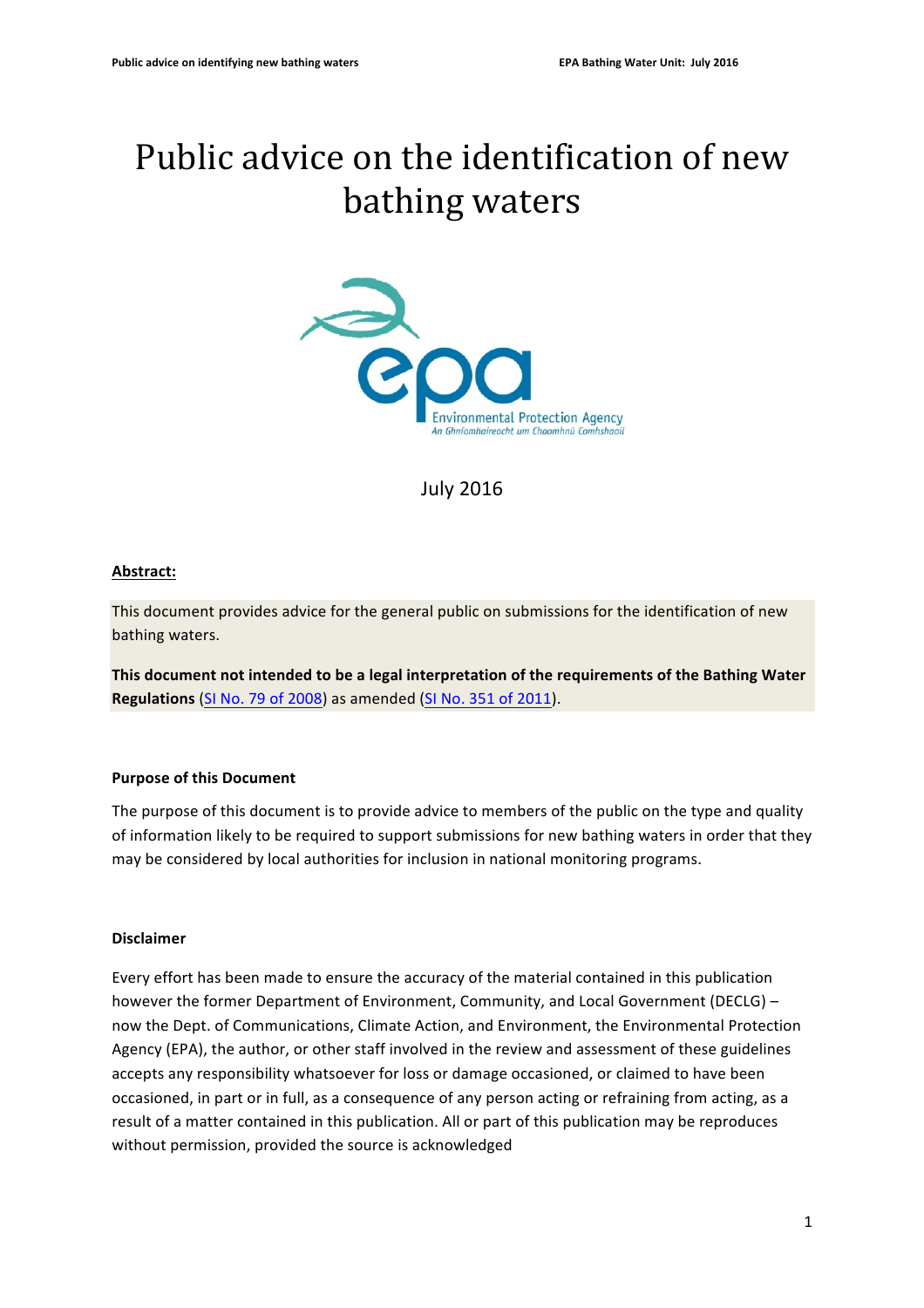# Public advice on the identification of new bathing waters

July 2016

**Abstract:**

This document provides advice for the general public on submissions for the identification of new bathing waters.

**This document not intended to be a legal interpretation of the requirements of the Bathing Water Regulations** (SI No. 79 of 2008) as amended (SI No. 351 of 2011).

**Purpose of this Document**

The purpose of this document is to provide advice to members of the public on the type and quality of information likely to be required to support submissions for new bathing waters in order that they may be considered by local authorities for inclusion in national monitoring programs.

**Disclaimer**

Every effort has been made to ensure the accuracy of the material contained in this publication however the former Department of Environment, Community, and Local Government (DECLG) – now the Dept. of Communications, Climate Action, and Environment, the Environmental Protection Agency (EPA), the author, or other staff involved in the review and assessment of these guidelines accepts any responsibility whatsoever for loss or damage occasioned, or claimed to have been occasioned, in part or in full, as a consequence of any person acting or refraining from acting, as a result of a matter contained in this publication. All or part of this publication may be reproduces without permission, provided the source is acknowledged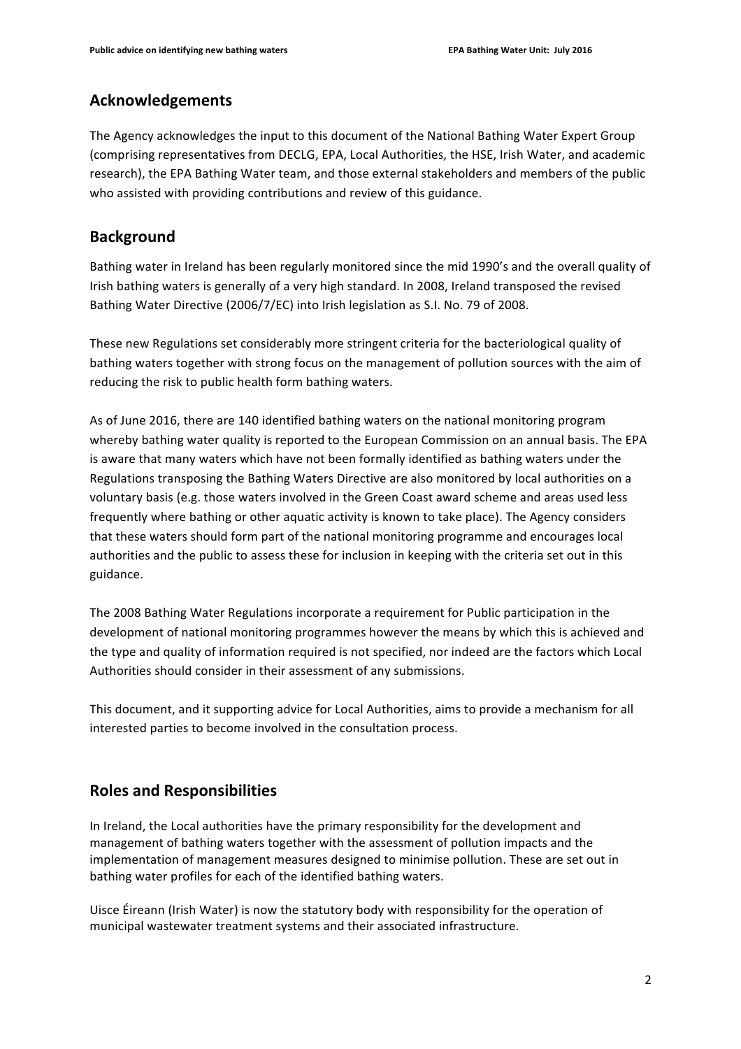## Acknowledgements

The Agency acknowledges the input to this document of the National Bathing Water Expert Group (comprising representatives from DECLG, EPA, Local Authorities, the HSE, Irish Water, and academic research), the EPA Bathing Water team, and those external stakeholders and members of the public who assisted with providing contributions and review of this guidance.

## Background

Bathing water in Ireland has been regularly monitored since the mid 1990's and the overall quality of Irish bathing waters is generally of a very high standard. In 2008, Ireland transposed the revised Bathing Water Directive (2006/7/EC) into Irish legislation as S.I. No. 79 of 2008.

These new Regulations set considerably more stringent criteria for the bacteriological quality of bathing waters together with strong focus on the management of pollution sources with the aim of reducing the risk to public health form bathing waters.

As of June 2016, there are 140 identified bathing waters on the national monitoring program whereby bathing water quality is reported to the European Commission on an annual basis. The EPA is aware that many waters which have not been formally identified as bathing waters under the Regulations transposing the Bathing Waters Directive are also monitored by local authorities on a voluntary basis (e.g. those waters involved in the Green Coast award scheme and areas used less frequently where bathing or other aquatic activity is known to take place). The Agency considers that these waters should form part of the national monitoring programme and encourages local authorities and the public to assess these for inclusion in keeping with the criteria set out in this guidance.

The 2008 Bathing Water Regulations incorporate a requirement for Public participation in the development of national monitoring programmes however the means by which this is achieved and the type and quality of information required is not specified, nor indeed are the factors which Local Authorities should consider in their assessment of any submissions.

This document, and it supporting advice for Local Authorities, aims to provide a mechanism for all interested parties to become involved in the consultation process.

## Roles and Responsibilities

In Ireland, the Local authorities have the primary responsibility for the development and management of bathing waters together with the assessment of pollution impacts and the implementation of management measures designed to minimise pollution. These are set out in bathing water profiles for each of the identified bathing waters.

Uisce Éireann (Irish Water) is now the statutory body with responsibility for the operation of municipal wastewater treatment systems and their associated infrastructure.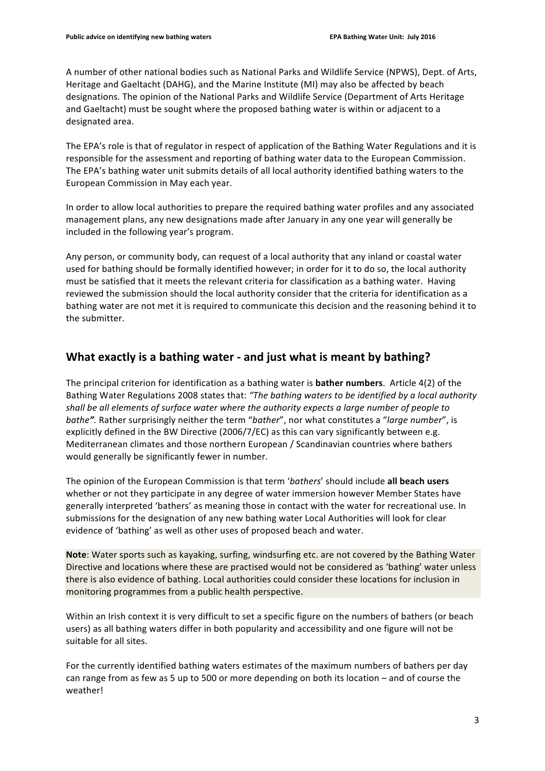A number of other national bodies such as National Parks and Wildlife Service (NPWS), Dept. of Arts, Heritage and Gaeltacht (DAHG), and the Marine Institute (MI) may also be affected by beach designations. The opinion of the National Parks and Wildlife Service (Department of Arts Heritage and Gaeltacht) must be sought where the proposed bathing water is within or adjacent to a designated area.

The EPA's role is that of regulator in respect of application of the Bathing Water Regulations and it is responsible for the assessment and reporting of bathing water data to the European Commission. The EPA's bathing water unit submits details of all local authority identified bathing waters to the European Commission in May each year.

In order to allow local authorities to prepare the required bathing water profiles and any associated management plans, any new designations made after January in any one year will generally be included in the following year's program.

Any person, or community body, can request of a local authority that any inland or coastal water used for bathing should be formally identified however; in order for it to do so, the local authority must be satisfied that it meets the relevant criteria for classification as a bathing water. Having reviewed the submission should the local authority consider that the criteria for identification as a bathing water are not met it is required to communicate this decision and the reasoning behind it to the submitter.

## What exactly is a bathing water - and just what is meant by bathing?

The principal criterion for identification as a bathing water is **bather numbers**. Article 4(2) of the Bathing Water Regulations 2008 states that: *"The bathing waters to be identified by a local authority shall be all elements of surface water where the authority expects a large number of people to bathe".* Rather surprisingly neither the term "*bather*", nor what constitutes a "*large number*", is explicitly defined in the BW Directive (2006/7/EC) as this can vary significantly between e.g. Mediterranean climates and those northern European / Scandinavian countries where bathers would generally be significantly fewer in number.

The opinion of the European Commission is that term '*bathers*' should include **all beach users** whether or not they participate in any degree of water immersion however Member States have generally interpreted 'bathers' as meaning those in contact with the water for recreational use. In submissions for the designation of any new bathing water Local Authorities will look for clear evidence of 'bathing' as well as other uses of proposed beach and water.

**Note**: Water sports such as kayaking, surfing, windsurfing etc. are not covered by the Bathing Water Directive and locations where these are practised would not be considered as 'bathing' water unless there is also evidence of bathing. Local authorities could consider these locations for inclusion in monitoring programmes from a public health perspective.

Within an Irish context it is very difficult to set a specific figure on the numbers of bathers (or beach users) as all bathing waters differ in both popularity and accessibility and one figure will not be suitable for all sites.

For the currently identified bathing waters estimates of the maximum numbers of bathers per day can range from as few as 5 up to 500 or more depending on both its location – and of course the weather!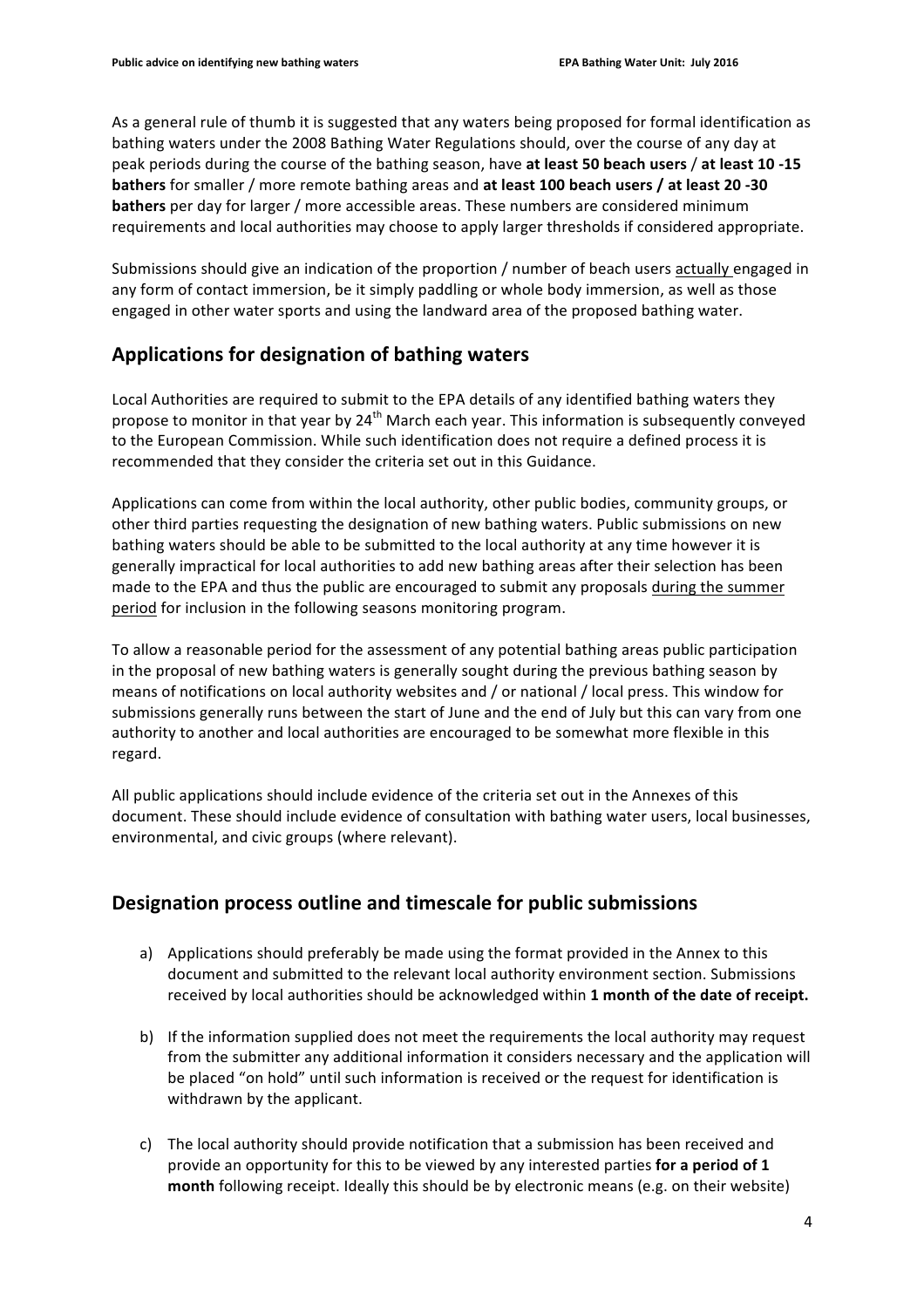As a general rule of thumb it is suggested that any waters being proposed for formal identification as bathing waters under the 2008 Bathing Water Regulations should, over the course of any day at peak periods during the course of the bathing season, have **at least 50 beach users** / **at least 10 -15 bathers** for smaller / more remote bathing areas and **at least 100 beach users / at least 20 -30 bathers** per day for larger / more accessible areas. These numbers are considered minimum requirements and local authorities may choose to apply larger thresholds if considered appropriate.

Submissions should give an indication of the proportion / number of beach users actually engaged in any form of contact immersion, be it simply paddling or whole body immersion, as well as those engaged in other water sports and using the landward area of the proposed bathing water.

## Applications for designation of bathing waters

Local Authorities are required to submit to the EPA details of any identified bathing waters they propose to monitor in that year by 24th March each year. This information is subsequently conveyed to the European Commission. While such identification does not require a defined process it is recommended that they consider the criteria set out in this Guidance.

Applications can come from within the local authority, other public bodies, community groups, or other third parties requesting the designation of new bathing waters. Public submissions on new bathing waters should be able to be submitted to the local authority at any time however it is generally impractical for local authorities to add new bathing areas after their selection has been made to the EPA and thus the public are encouraged to submit any proposals during the summer period for inclusion in the following seasons monitoring program.

To allow a reasonable period for the assessment of any potential bathing areas public participation in the proposal of new bathing waters is generally sought during the previous bathing season by means of notifications on local authority websites and / or national / local press. This window for submissions generally runs between the start of June and the end of July but this can vary from one authority to another and local authorities are encouraged to be somewhat more flexible in this regard.

All public applications should include evidence of the criteria set out in the Annexes of this document. These should include evidence of consultation with bathing water users, local businesses, environmental, and civic groups (where relevant).

## Designation process outline and timescale for public submissions

a) Applications should preferably be made using the format provided in the Annex to this document and submitted to the relevant local authority environment section. Submissions received by local authorities should be acknowledged within **1 month of the date of receipt.**

b) If the information supplied does not meet the requirements the local authority may request from the submitter any additional information it considers necessary and the application will be placed "on hold" until such information is received or the request for identification is withdrawn by the applicant.

c) The local authority should provide notification that a submission has been received and provide an opportunity for this to be viewed by any interested parties **for a period of 1 month** following receipt. Ideally this should be by electronic means (e.g. on their website)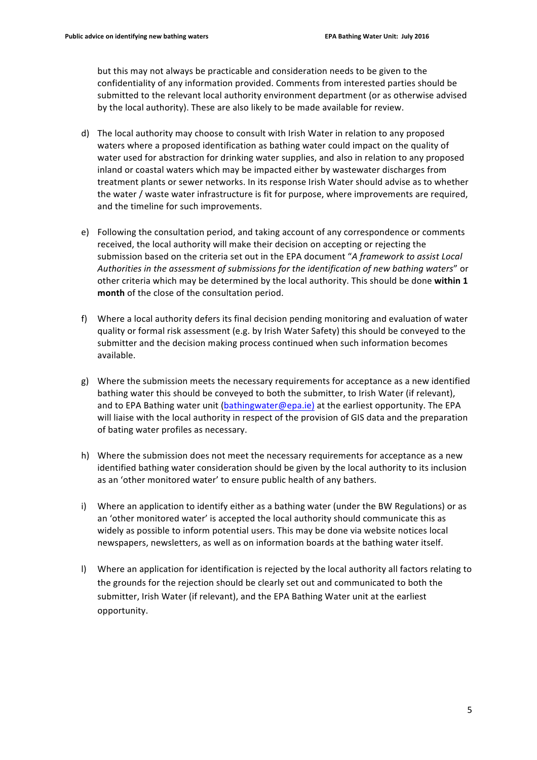but this may not always be practicable and consideration needs to be given to the confidentiality of any information provided. Comments from interested parties should be submitted to the relevant local authority environment department (or as otherwise advised by the local authority). These are also likely to be made available for review.

d) The local authority may choose to consult with Irish Water in relation to any proposed waters where a proposed identification as bathing water could impact on the quality of water used for abstraction for drinking water supplies, and also in relation to any proposed inland or coastal waters which may be impacted either by wastewater discharges from treatment plants or sewer networks. In its response Irish Water should advise as to whether the water / waste water infrastructure is fit for purpose, where improvements are required, and the timeline for such improvements.

e) Following the consultation period, and taking account of any correspondence or comments received, the local authority will make their decision on accepting or rejecting the submission based on the criteria set out in the EPA document "*A framework to assist Local Authorities in the assessment of submissions for the identification of new bathing waters*" or other criteria which may be determined by the local authority. This should be done **within 1 month** of the close of the consultation period.

f) Where a local authority defers its final decision pending monitoring and evaluation of water quality or formal risk assessment (e.g. by Irish Water Safety) this should be conveyed to the submitter and the decision making process continued when such information becomes available.

g) Where the submission meets the necessary requirements for acceptance as a new identified bathing water this should be conveyed to both the submitter, to Irish Water (if relevant), and to EPA Bathing water unit (bathingwater@epa.ie) at the earliest opportunity. The EPA will liaise with the local authority in respect of the provision of GIS data and the preparation of bating water profiles as necessary.

h) Where the submission does not meet the necessary requirements for acceptance as a new identified bathing water consideration should be given by the local authority to its inclusion as an 'other monitored water' to ensure public health of any bathers.

i) Where an application to identify either as a bathing water (under the BW Regulations) or as an 'other monitored water' is accepted the local authority should communicate this as widely as possible to inform potential users. This may be done via website notices local newspapers, newsletters, as well as on information boards at the bathing water itself.

l) Where an application for identification is rejected by the local authority all factors relating to the grounds for the rejection should be clearly set out and communicated to both the submitter, Irish Water (if relevant), and the EPA Bathing Water unit at the earliest opportunity.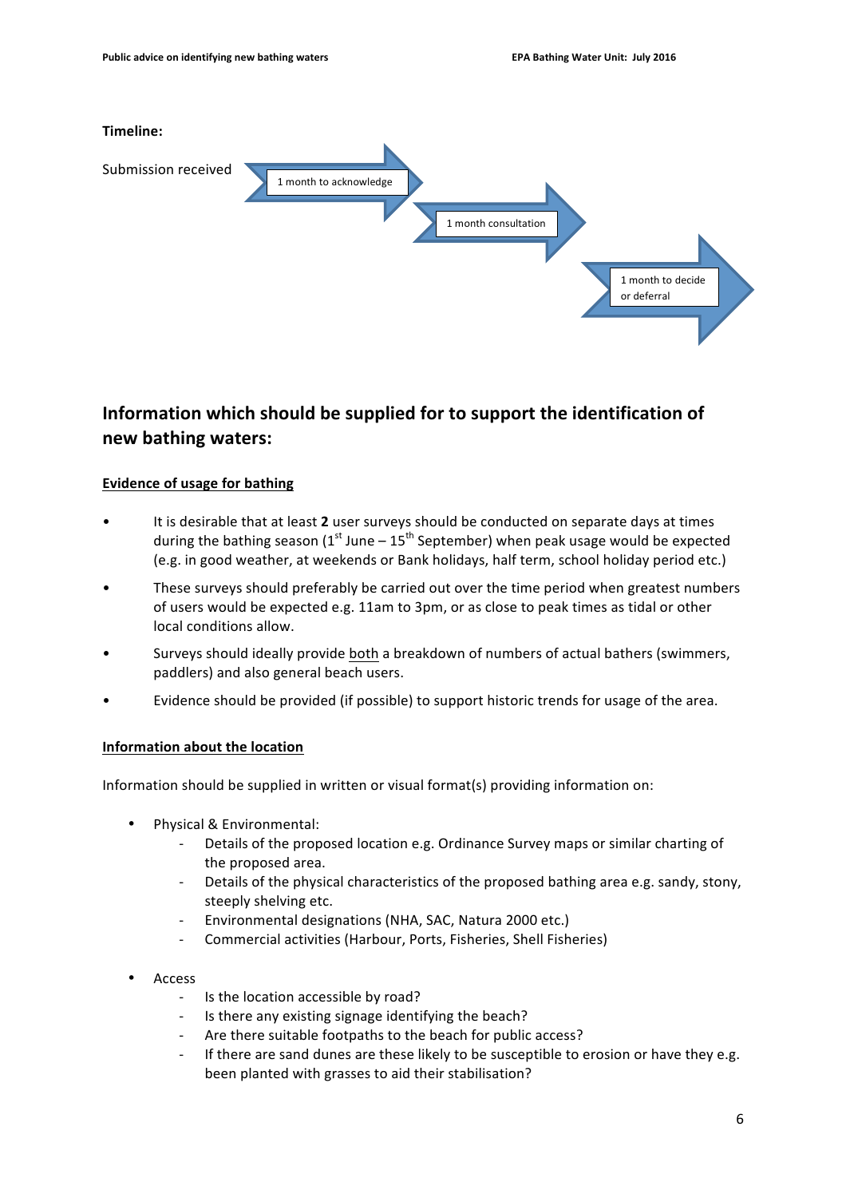**Timeline:**

Submission received → 1 month to acknowledge → 1 month consultation → 1 month to decide or deferral

## Information which should be supplied for to support the identification of new bathing waters:

**Evidence of usage for bathing**

- It is desirable that at least **2** user surveys should be conducted on separate days at times during the bathing season (1st June – 15th September) when peak usage would be expected (e.g. in good weather, at weekends or Bank holidays, half term, school holiday period etc.)
- These surveys should preferably be carried out over the time period when greatest numbers of users would be expected e.g. 11am to 3pm, or as close to peak times as tidal or other local conditions allow.
- Surveys should ideally provide both a breakdown of numbers of actual bathers (swimmers, paddlers) and also general beach users.
- Evidence should be provided (if possible) to support historic trends for usage of the area.

**Information about the location**

Information should be supplied in written or visual format(s) providing information on:

- Physical & Environmental:
  - Details of the proposed location e.g. Ordinance Survey maps or similar charting of the proposed area.
  - Details of the physical characteristics of the proposed bathing area e.g. sandy, stony, steeply shelving etc.
  - Environmental designations (NHA, SAC, Natura 2000 etc.)
  - Commercial activities (Harbour, Ports, Fisheries, Shell Fisheries)
- Access
  - Is the location accessible by road?
  - Is there any existing signage identifying the beach?
  - Are there suitable footpaths to the beach for public access?
  - If there are sand dunes are these likely to be susceptible to erosion or have they e.g. been planted with grasses to aid their stabilisation?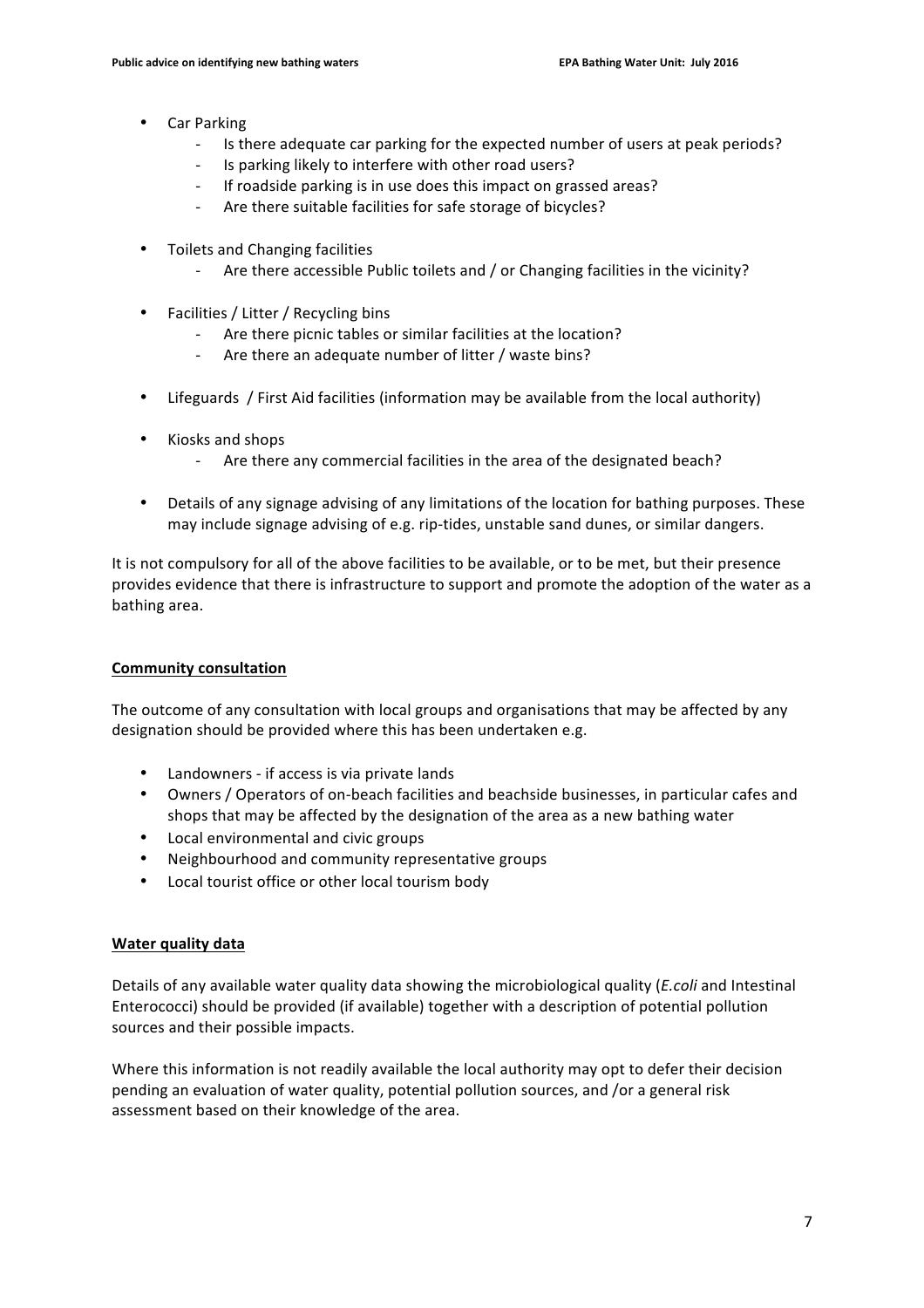- Car Parking
  - Is there adequate car parking for the expected number of users at peak periods?
  - Is parking likely to interfere with other road users?
  - If roadside parking is in use does this impact on grassed areas?
  - Are there suitable facilities for safe storage of bicycles?

- Toilets and Changing facilities
  - Are there accessible Public toilets and / or Changing facilities in the vicinity?

- Facilities / Litter / Recycling bins
  - Are there picnic tables or similar facilities at the location?
  - Are there an adequate number of litter / waste bins?

- Lifeguards / First Aid facilities (information may be available from the local authority)

- Kiosks and shops
  - Are there any commercial facilities in the area of the designated beach?

- Details of any signage advising of any limitations of the location for bathing purposes. These may include signage advising of e.g. rip-tides, unstable sand dunes, or similar dangers.

It is not compulsory for all of the above facilities to be available, or to be met, but their presence provides evidence that there is infrastructure to support and promote the adoption of the water as a bathing area.

**Community consultation**

The outcome of any consultation with local groups and organisations that may be affected by any designation should be provided where this has been undertaken e.g.

- Landowners - if access is via private lands
- Owners / Operators of on-beach facilities and beachside businesses, in particular cafes and shops that may be affected by the designation of the area as a new bathing water
- Local environmental and civic groups
- Neighbourhood and community representative groups
- Local tourist office or other local tourism body

**Water quality data**

Details of any available water quality data showing the microbiological quality (*E.coli* and Intestinal Enterococci) should be provided (if available) together with a description of potential pollution sources and their possible impacts.

Where this information is not readily available the local authority may opt to defer their decision pending an evaluation of water quality, potential pollution sources, and /or a general risk assessment based on their knowledge of the area.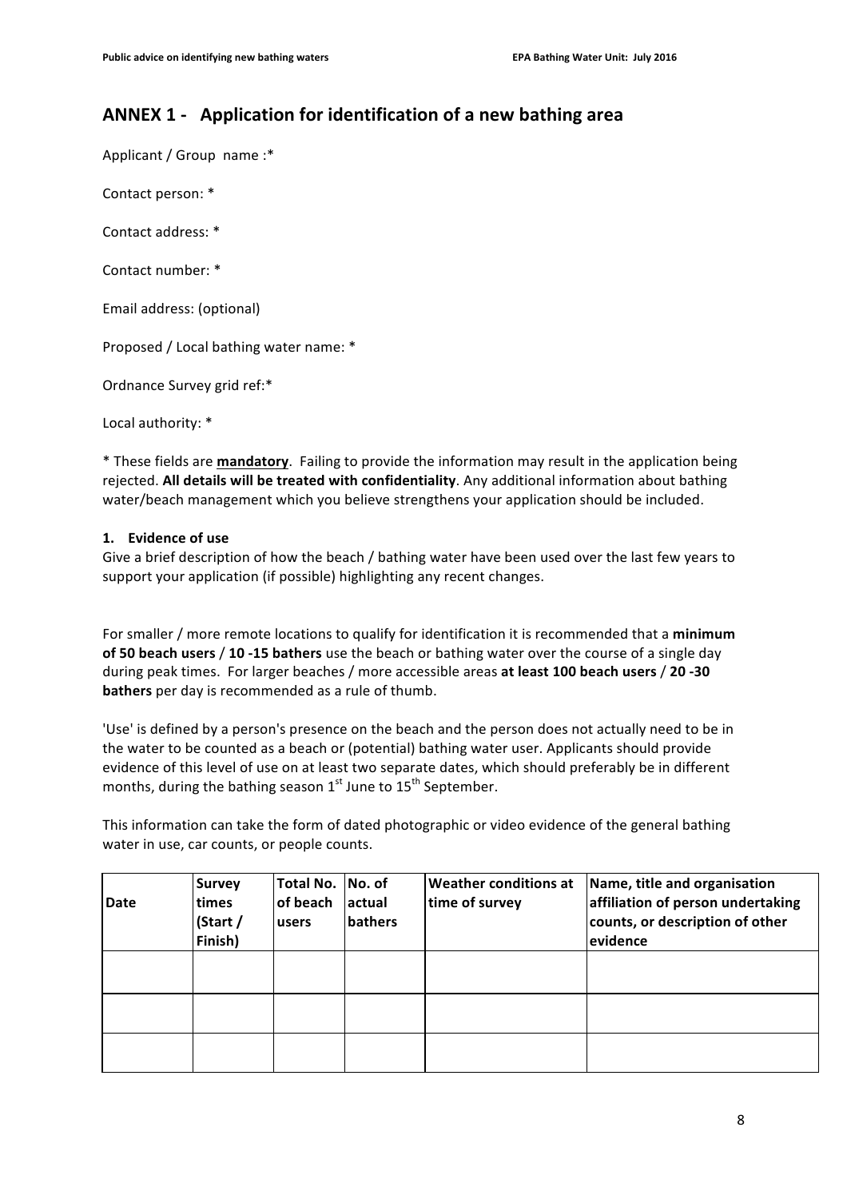## ANNEX 1 - Application for identification of a new bathing area

Applicant / Group name :*

Contact person: *

Contact address: *

Contact number: *

Email address: (optional)

Proposed / Local bathing water name: *

Ordnance Survey grid ref:*

Local authority: *

* These fields are **mandatory**. Failing to provide the information may result in the application being rejected. **All details will be treated with confidentiality**. Any additional information about bathing water/beach management which you believe strengthens your application should be included.

### 1. Evidence of use

Give a brief description of how the beach / bathing water have been used over the last few years to support your application (if possible) highlighting any recent changes.

For smaller / more remote locations to qualify for identification it is recommended that a **minimum of 50 beach users** / **10 -15 bathers** use the beach or bathing water over the course of a single day during peak times. For larger beaches / more accessible areas **at least 100 beach users** / **20 -30 bathers** per day is recommended as a rule of thumb.

'Use' is defined by a person's presence on the beach and the person does not actually need to be in the water to be counted as a beach or (potential) bathing water user. Applicants should provide evidence of this level of use on at least two separate dates, which should preferably be in different months, during the bathing season 1st June to 15th September.

This information can take the form of dated photographic or video evidence of the general bathing water in use, car counts, or people counts.

| Date | Survey times (Start / Finish) | Total No. of beach users | No. of actual bathers | Weather conditions at time of survey | Name, title and organisation affiliation of person undertaking counts, or description of other evidence |
|---|---|---|---|---|---|
| | | | | | |
| | | | | | |
| | | | | | |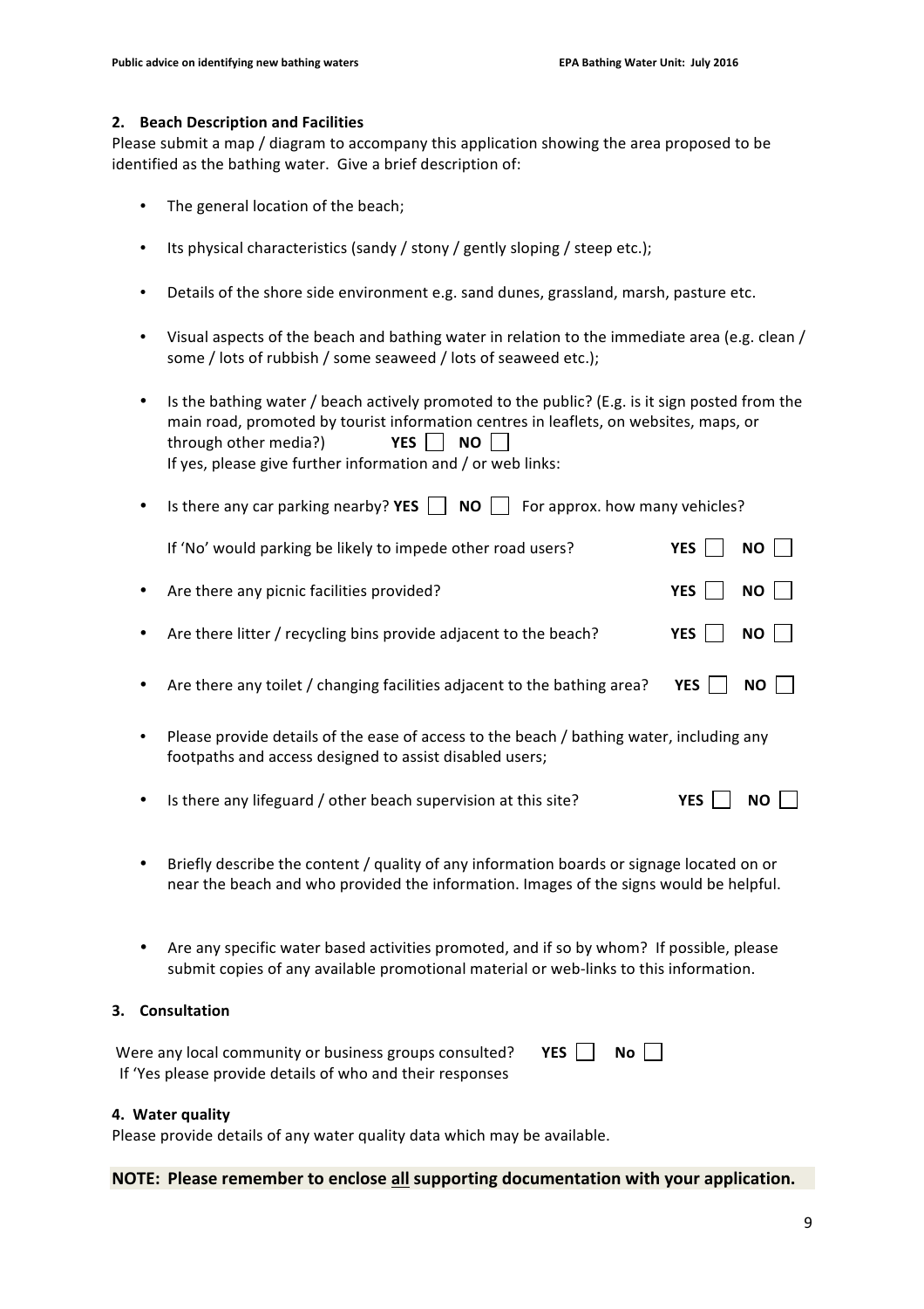## 2. Beach Description and Facilities

Please submit a map / diagram to accompany this application showing the area proposed to be identified as the bathing water. Give a brief description of:

- The general location of the beach;
- Its physical characteristics (sandy / stony / gently sloping / steep etc.);
- Details of the shore side environment e.g. sand dunes, grassland, marsh, pasture etc.
- Visual aspects of the beach and bathing water in relation to the immediate area (e.g. clean / some / lots of rubbish / some seaweed / lots of seaweed etc.);
- Is the bathing water / beach actively promoted to the public? (E.g. is it sign posted from the main road, promoted by tourist information centres in leaflets, on websites, maps, or through other media?) **YES** ☐ **NO** ☐
  If yes, please give further information and / or web links:
- Is there any car parking nearby? **YES** ☐ **NO** ☐ For approx. how many vehicles?

  If 'No' would parking be likely to impede other road users? **YES** ☐ **NO** ☐
- Are there any picnic facilities provided? **YES** ☐ **NO** ☐
- Are there litter / recycling bins provide adjacent to the beach? **YES** ☐ **NO** ☐
- Are there any toilet / changing facilities adjacent to the bathing area? **YES** ☐ **NO** ☐
- Please provide details of the ease of access to the beach / bathing water, including any footpaths and access designed to assist disabled users;
- Is there any lifeguard / other beach supervision at this site? **YES** ☐ **NO** ☐
- Briefly describe the content / quality of any information boards or signage located on or near the beach and who provided the information. Images of the signs would be helpful.
- Are any specific water based activities promoted, and if so by whom? If possible, please submit copies of any available promotional material or web-links to this information.

## 3. Consultation

Were any local community or business groups consulted? **YES** ☐ **No** ☐
If 'Yes please provide details of who and their responses

## 4. Water quality

Please provide details of any water quality data which may be available.

**NOTE: Please remember to enclose all supporting documentation with your application.**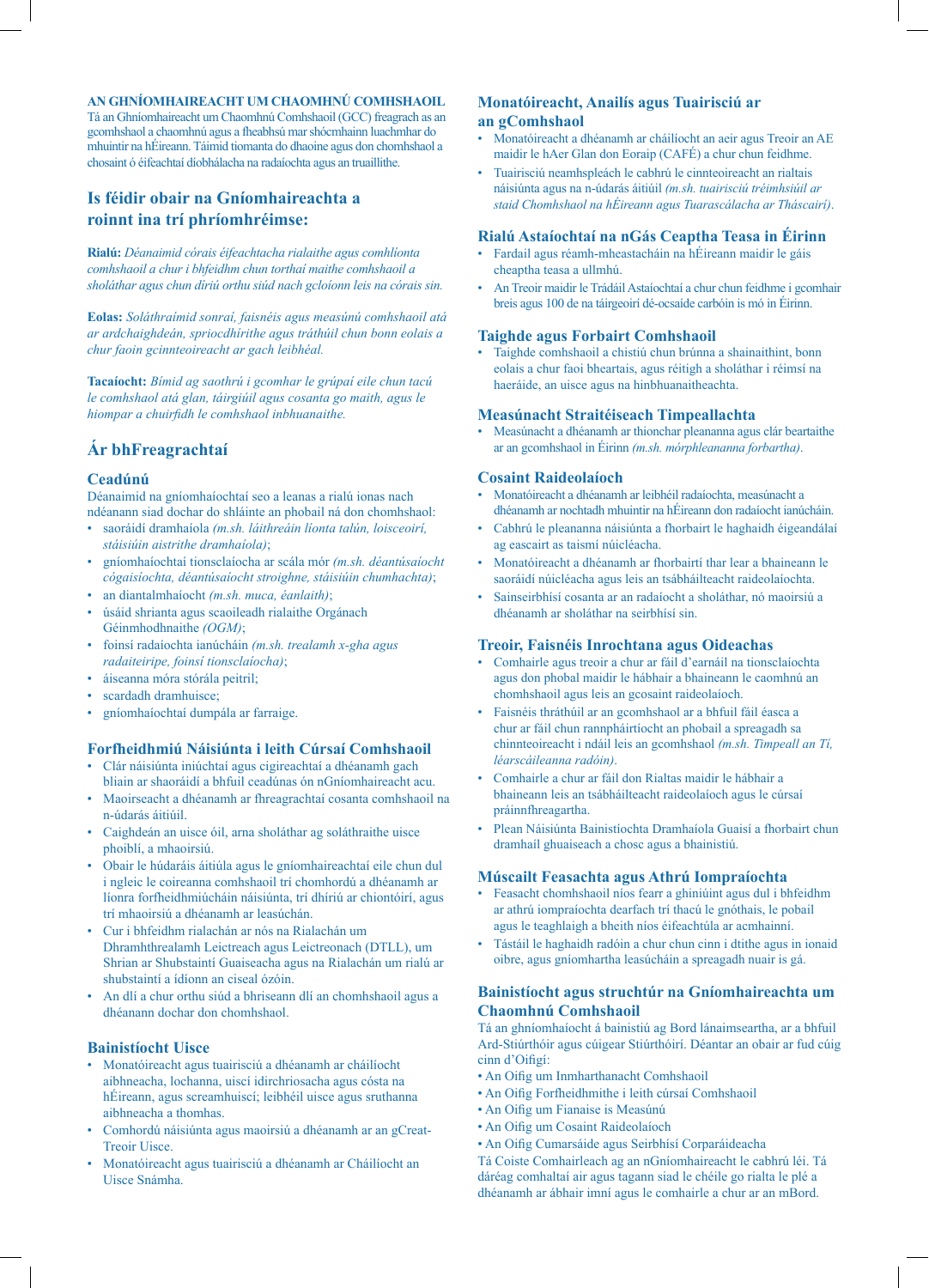**AN GHNÍOMHAIREACHT UM CHAOMHNÚ COMHSHAOIL**
Tá an Ghníomhaireacht um Chaomhnú Comhshaoil (GCC) freagrach as an gcomhshaol a chaomhnú agus a fheabhsú mar shócmhainn luachmhar do mhuintir na hÉireann. Táimid tiomanta do dhaoine agus don chomhshaol a chosaint ó éifeachtaí díobhálacha na radaíochta agus an truaillithe.

## Is féidir obair na Gníomhaireachta a roinnt ina trí phríomhréimse:

**Rialú:** *Déanaimid córais éifeachtacha rialaithe agus comhlíonta comhshaoil a chur i bhfeidhm chun torthaí maithe comhshaoil a sholáthar agus chun díriú orthu siúd nach gcloíonn leis na córais sin.*

**Eolas:** *Soláthraímid sonraí, faisnéis agus measúnú comhshaoil atá ar ardchaighdeán, spriocdhírithe agus tráthúil chun bonn eolais a chur faoin gcinnteoireacht ar gach leibhéal.*

**Tacaíocht:** *Bímid ag saothrú i gcomhar le grúpaí eile chun tacú le comhshaol atá glan, táirgiúil agus cosanta go maith, agus le hiompar a chuirfidh le comhshaol inbhuanaithe.*

## Ár bhFreagrachtaí

### Ceadúnú
Déanaimid na gníomhaíochtaí seo a leanas a rialú ionas nach ndéanann siad dochar do shláinte an phobail ná don chomhshaol:

- saoráidí dramhaíola *(m.sh. láithreáin líonta talún, loisceoirí, stáisiúin aistrithe dramhaíola)*;
- gníomhaíochtaí tionsclaíocha ar scála mór *(m.sh. déantúsaíocht cógaisíochta, déantúsaíocht stroighne, stáisiúin chumhachta)*;
- an diantalmhaíocht *(m.sh. muca, éanlaith)*;
- úsáid shrianta agus scaoileadh rialaithe Orgánach Géinmhodhnaithe *(OGM)*;
- foinsí radaíochta ianúcháin *(m.sh. trealamh x-gha agus radaiteiripe, foinsí tionsclaíocha)*;
- áiseanna móra stórála peitril;
- scardadh dramhuisce;
- gníomhaíochtaí dumpála ar farraige.

### Forfheidhmiú Náisiúnta i leith Cúrsaí Comhshaoil
- Clár náisiúnta iniúchtaí agus cigireachtaí a dhéanamh gach bliain ar shaoráidí a bhfuil ceadúnas ón nGníomhaireacht acu.
- Maoirseacht a dhéanamh ar fhreagrachtaí cosanta comhshaoil na n-údarás áitiúil.
- Caighdeán an uisce óil, arna sholáthar ag soláthraithe uisce phoiblí, a mhaoirsiú.
- Obair le húdaráis áitiúla agus le gníomhaireachtaí eile chun dul i ngleic le coireanna comhshaoil trí chomhordú a dhéanamh ar líonra forfheidhmiúcháin náisiúnta, trí dhíriú ar chiontóirí, agus trí mhaoirsiú a dhéanamh ar leasúchán.
- Cur i bhfeidhm rialachán ar nós na Rialachán um Dhramhthrealamh Leictreach agus Leictreonach (DTLL), um Shrian ar Shubstaintí Guaiseacha agus na Rialachán um rialú ar shubstaintí a ídíonn an ciseal ózóin.
- An dlí a chur orthu siúd a bhriseann dlí an chomhshaoil agus a dhéanann dochar don chomhshaol.

### Bainistíocht Uisce
- Monatóireacht agus tuairisciú a dhéanamh ar cháilíocht aibhneacha, lochanna, uiscí idirchriosacha agus cósta na hÉireann, agus screamhuiscí; leibhéil uisce agus sruthanna aibhneacha a thomhas.
- Comhordú náisiúnta agus maoirsiú a dhéanamh ar an gCreat-Treoir Uisce.
- Monatóireacht agus tuairisciú a dhéanamh ar Cháilíocht an Uisce Snámha.

### Monatóireacht, Anailís agus Tuairisciú ar an gComhshaol
- Monatóireacht a dhéanamh ar cháilíocht an aeir agus Treoir an AE maidir le hAer Glan don Eoraip (CAFÉ) a chur chun feidhme.
- Tuairisciú neamhspleách le cabhrú le cinnteoireacht an rialtais náisiúnta agus na n-údarás áitiúil *(m.sh. tuairisciú tréimhsiúil ar staid Chomhshaol na hÉireann agus Tuarascálacha ar Tháscairí)*.

### Rialú Astaíochtaí na nGás Ceaptha Teasa in Éirinn
- Fardail agus réamh-mheastacháin na hÉireann maidir le gáis cheaptha teasa a ullmhú.
- An Treoir maidir le Trádáil Astaíochtaí a chur chun feidhme i gcomhair breis agus 100 de na táirgeoirí dé-ocsaíde carbóin is mó in Éirinn.

### Taighde agus Forbairt Comhshaoil
- Taighde comhshaoil a chistiú chun brúnna a shainaithint, bonn eolais a chur faoi bheartais, agus réitigh a sholáthar i réimsí na haeráide, an uisce agus na hinbhuanaitheachta.

### Measúnacht Straitéiseach Timpeallachta
- Measúnacht a dhéanamh ar thionchar pleananna agus clár beartaithe ar an gcomhshaol in Éirinn *(m.sh. mórphleananna forbartha)*.

### Cosaint Raideolaíoch
- Monatóireacht a dhéanamh ar leibhéil radaíochta, measúnacht a dhéanamh ar nochtadh mhuintir na hÉireann don radaíocht ianúcháin.
- Cabhrú le pleananna náisiúnta a fhorbairt le haghaidh éigeandálaí ag eascairt as taismí núicléacha.
- Monatóireacht a dhéanamh ar fhorbairtí thar lear a bhaineann le saoráidí núicléacha agus leis an tsábháilteacht raideolaíochta.
- Sainseirbhísí cosanta ar an radaíocht a sholáthar, nó maoirsiú a dhéanamh ar sholáthar na seirbhísí sin.

### Treoir, Faisnéis Inrochtana agus Oideachas
- Comhairle agus treoir a chur ar fáil d'earnáil na tionsclaíochta agus don phobal maidir le hábhair a bhaineann le caomhnú an chomhshaoil agus leis an gcosaint raideolaíoch.
- Faisnéis thráthúil ar an gcomhshaol ar a bhfuil fáil éasca a chur ar fáil chun rannpháirtíocht an phobail a spreagadh sa chinnteoireacht i ndáil leis an gcomhshaol *(m.sh. Timpeall an Tí, léarscáileanna radóin)*.
- Comhairle a chur ar fáil don Rialtas maidir le hábhair a bhaineann leis an tsábháilteacht raideolaíoch agus le cúrsaí práinnfhreagartha.
- Plean Náisiúnta Bainistíochta Dramhaíola Guaisí a fhorbairt chun dramhaíl ghuaiseach a chosc agus a bhainistiú.

### Múscailt Feasachta agus Athrú Iompraíochta
- Feasacht chomhshaoil níos fearr a ghiniúint agus dul i bhfeidhm ar athrú iompraíochta dearfach trí thacú le gnóthais, le pobail agus le teaghlaigh a bheith níos éifeachtúla ar acmhainní.
- Tástáil le haghaidh radóin a chur chun cinn i dtithe agus in ionaid oibre, agus gníomhartha leasúcháin a spreagadh nuair is gá.

### Bainistíocht agus struchtúr na Gníomhaireachta um Chaomhnú Comhshaoil
Tá an ghníomhaíocht á bainistiú ag Bord lánaimseartha, ar a bhfuil Ard-Stiúrthóir agus cúigear Stiúrthóirí. Déantar an obair ar fud cúig cinn d'Oifigí:

- An Oifig um Inmharthanacht Comhshaoil
- An Oifig Forfheidhmithe i leith cúrsaí Comhshaoil
- An Oifig um Fianaise is Measúnú
- An Oifig um Cosaint Raideolaíoch
- An Oifig Cumarsáide agus Seirbhísí Corparáideacha

Tá Coiste Comhairleach ag an nGníomhaireacht le cabhrú léi. Tá dáréag comhaltaí air agus tagann siad le chéile go rialta le plé a dhéanamh ar ábhair imní agus le comhairle a chur ar an mBord.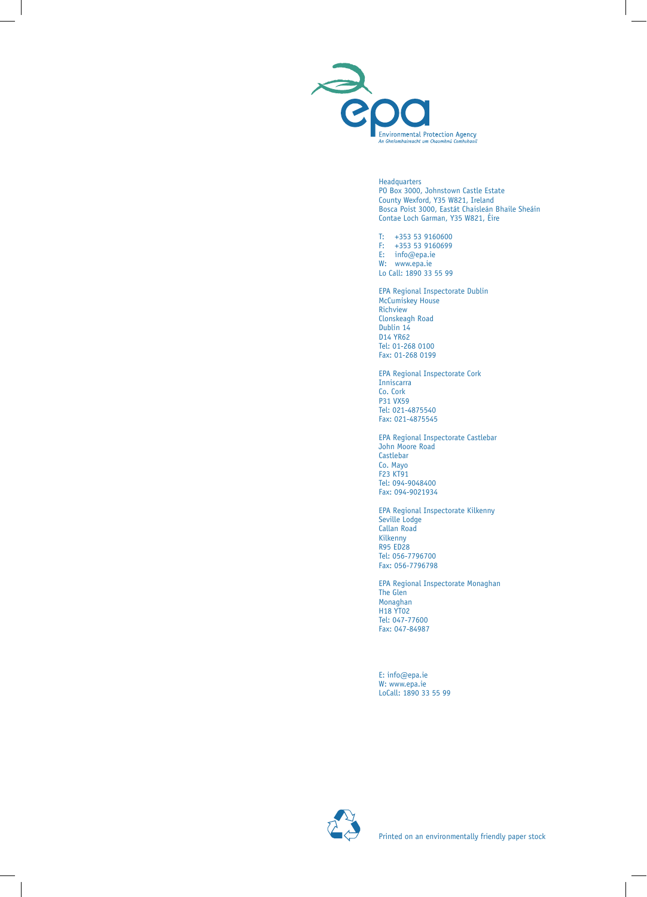Environmental Protection Agency
An Ghníomhaireacht um Chaomhnú Comhshaoil

Headquarters
PO Box 3000, Johnstown Castle Estate
County Wexford, Y35 W821, Ireland
Bosca Poist 3000, Eastát Chaisleán Bhaile Sheáin
Contae Loch Garman, Y35 W821, Éire

T: +353 53 9160600
F: +353 53 9160699
E: info@epa.ie
W: www.epa.ie
Lo Call: 1890 33 55 99

EPA Regional Inspectorate Dublin
McCumiskey House
Richview
Clonskeagh Road
Dublin 14
D14 YR62
Tel: 01-268 0100
Fax: 01-268 0199

EPA Regional Inspectorate Cork
Inniscarra
Co. Cork
P31 VX59
Tel: 021-4875540
Fax: 021-4875545

EPA Regional Inspectorate Castlebar
John Moore Road
Castlebar
Co. Mayo
F23 KT91
Tel: 094-9048400
Fax: 094-9021934

EPA Regional Inspectorate Kilkenny
Seville Lodge
Callan Road
Kilkenny
R95 ED28
Tel: 056-7796700
Fax: 056-7796798

EPA Regional Inspectorate Monaghan
The Glen
Monaghan
H18 YT02
Tel: 047-77600
Fax: 047-84987

E: info@epa.ie
W: www.epa.ie
LoCall: 1890 33 55 99

Printed on an environmentally friendly paper stock